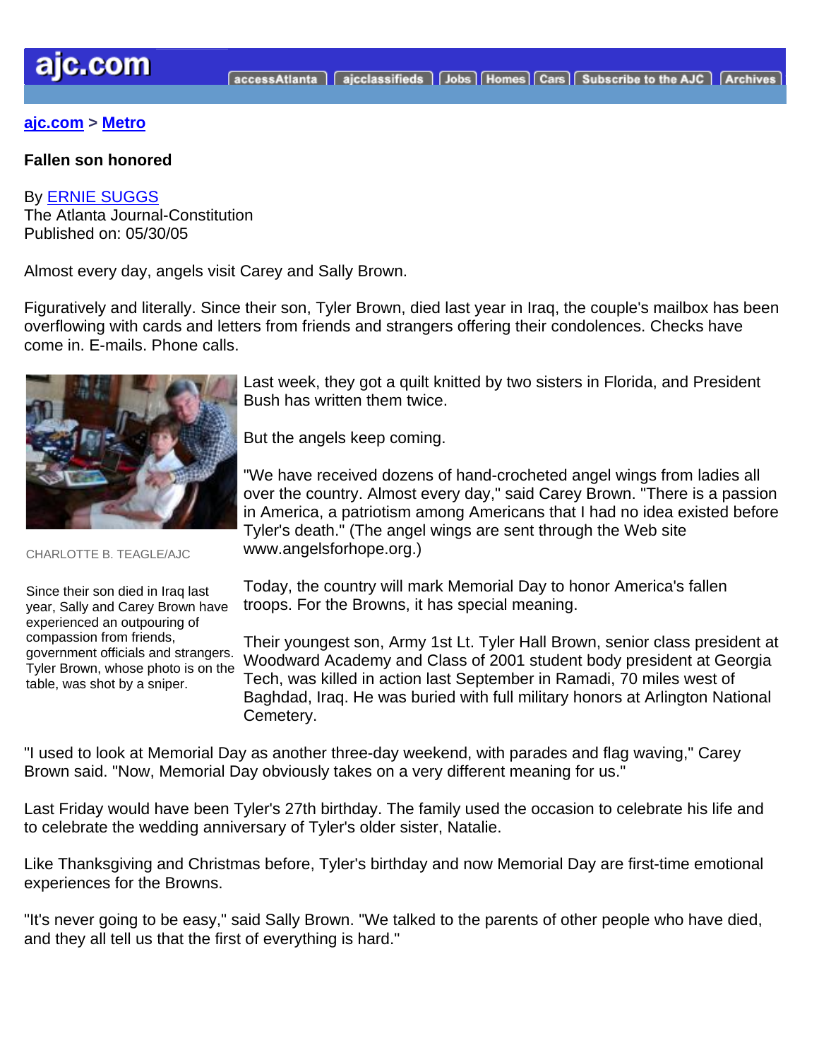ajc.com > Metro

# Fallen son honored

By ERNIE SUGGS
The Atlanta Journal-Constitution
Published on: 05/30/05

Almost every day, angels visit Carey and Sally Brown.

Figuratively and literally. Since their son, Tyler Brown, died last year in Iraq, the couple's mailbox has been overflowing with cards and letters from friends and strangers offering their condolences. Checks have come in. E-mails. Phone calls.

CHARLOTTE B. TEAGLE/AJC

Since their son died in Iraq last year, Sally and Carey Brown have experienced an outpouring of compassion from friends, government officials and strangers. Tyler Brown, whose photo is on the table, was shot by a sniper.

Last week, they got a quilt knitted by two sisters in Florida, and President Bush has written them twice.

But the angels keep coming.

"We have received dozens of hand-crocheted angel wings from ladies all over the country. Almost every day," said Carey Brown. "There is a passion in America, a patriotism among Americans that I had no idea existed before Tyler's death." (The angel wings are sent through the Web site www.angelsforhope.org.)

Today, the country will mark Memorial Day to honor America's fallen troops. For the Browns, it has special meaning.

Their youngest son, Army 1st Lt. Tyler Hall Brown, senior class president at Woodward Academy and Class of 2001 student body president at Georgia Tech, was killed in action last September in Ramadi, 70 miles west of Baghdad, Iraq. He was buried with full military honors at Arlington National Cemetery.

"I used to look at Memorial Day as another three-day weekend, with parades and flag waving," Carey Brown said. "Now, Memorial Day obviously takes on a very different meaning for us."

Last Friday would have been Tyler's 27th birthday. The family used the occasion to celebrate his life and to celebrate the wedding anniversary of Tyler's older sister, Natalie.

Like Thanksgiving and Christmas before, Tyler's birthday and now Memorial Day are first-time emotional experiences for the Browns.

"It's never going to be easy," said Sally Brown. "We talked to the parents of other people who have died, and they all tell us that the first of everything is hard."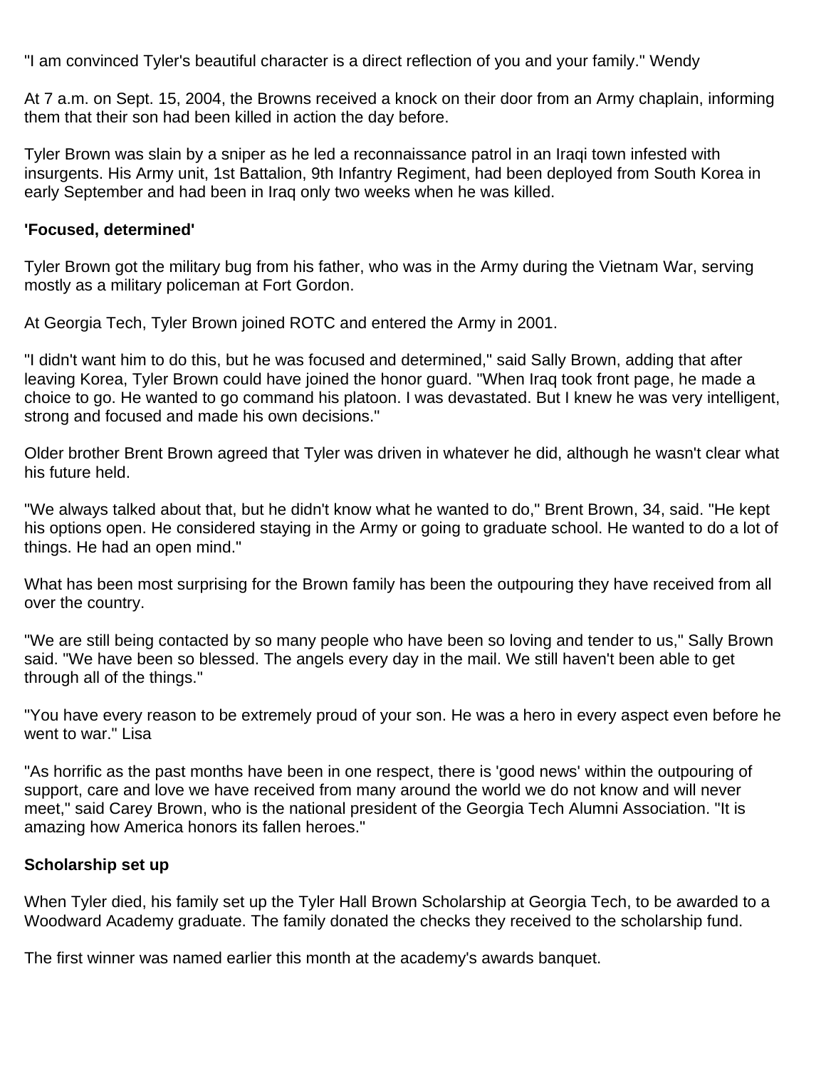"I am convinced Tyler's beautiful character is a direct reflection of you and your family." Wendy

At 7 a.m. on Sept. 15, 2004, the Browns received a knock on their door from an Army chaplain, informing them that their son had been killed in action the day before.

Tyler Brown was slain by a sniper as he led a reconnaissance patrol in an Iraqi town infested with insurgents. His Army unit, 1st Battalion, 9th Infantry Regiment, had been deployed from South Korea in early September and had been in Iraq only two weeks when he was killed.

**'Focused, determined'**

Tyler Brown got the military bug from his father, who was in the Army during the Vietnam War, serving mostly as a military policeman at Fort Gordon.

At Georgia Tech, Tyler Brown joined ROTC and entered the Army in 2001.

"I didn't want him to do this, but he was focused and determined," said Sally Brown, adding that after leaving Korea, Tyler Brown could have joined the honor guard. "When Iraq took front page, he made a choice to go. He wanted to go command his platoon. I was devastated. But I knew he was very intelligent, strong and focused and made his own decisions."

Older brother Brent Brown agreed that Tyler was driven in whatever he did, although he wasn't clear what his future held.

"We always talked about that, but he didn't know what he wanted to do," Brent Brown, 34, said. "He kept his options open. He considered staying in the Army or going to graduate school. He wanted to do a lot of things. He had an open mind."

What has been most surprising for the Brown family has been the outpouring they have received from all over the country.

"We are still being contacted by so many people who have been so loving and tender to us," Sally Brown said. "We have been so blessed. The angels every day in the mail. We still haven't been able to get through all of the things."

"You have every reason to be extremely proud of your son. He was a hero in every aspect even before he went to war." Lisa

"As horrific as the past months have been in one respect, there is 'good news' within the outpouring of support, care and love we have received from many around the world we do not know and will never meet," said Carey Brown, who is the national president of the Georgia Tech Alumni Association. "It is amazing how America honors its fallen heroes."

**Scholarship set up**

When Tyler died, his family set up the Tyler Hall Brown Scholarship at Georgia Tech, to be awarded to a Woodward Academy graduate. The family donated the checks they received to the scholarship fund.

The first winner was named earlier this month at the academy's awards banquet.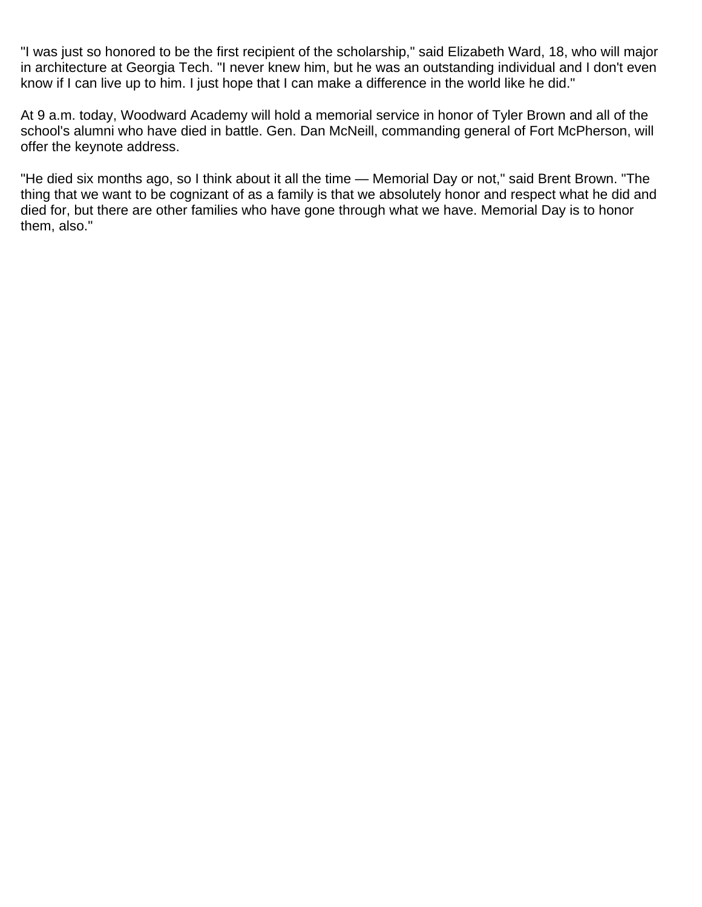"I was just so honored to be the first recipient of the scholarship," said Elizabeth Ward, 18, who will major in architecture at Georgia Tech. "I never knew him, but he was an outstanding individual and I don't even know if I can live up to him. I just hope that I can make a difference in the world like he did."

At 9 a.m. today, Woodward Academy will hold a memorial service in honor of Tyler Brown and all of the school's alumni who have died in battle. Gen. Dan McNeill, commanding general of Fort McPherson, will offer the keynote address.

"He died six months ago, so I think about it all the time — Memorial Day or not," said Brent Brown. "The thing that we want to be cognizant of as a family is that we absolutely honor and respect what he did and died for, but there are other families who have gone through what we have. Memorial Day is to honor them, also."